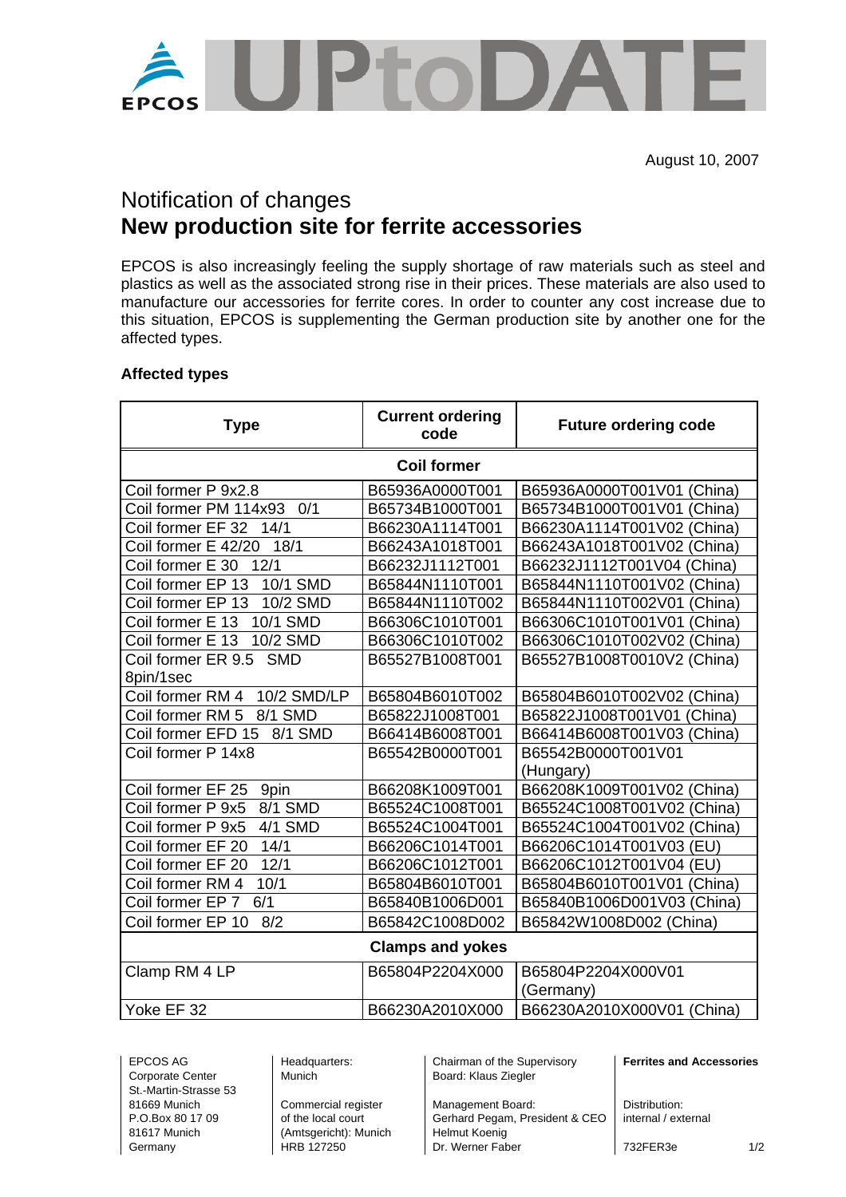August 10, 2007

# Notification of changes
# New production site for ferrite accessories

EPCOS is also increasingly feeling the supply shortage of raw materials such as steel and plastics as well as the associated strong rise in their prices. These materials are also used to manufacture our accessories for ferrite cores. In order to counter any cost increase due to this situation, EPCOS is supplementing the German production site by another one for the affected types.

**Affected types**

| Type | Current ordering code | Future ordering code |
|---|---|---|
| **Coil former** | | |
| Coil former P 9x2.8 | B65936A0000T001 | B65936A0000T001V01 (China) |
| Coil former PM 114x93 0/1 | B65734B1000T001 | B65734B1000T001V01 (China) |
| Coil former EF 32 14/1 | B66230A1114T001 | B66230A1114T001V02 (China) |
| Coil former E 42/20 18/1 | B66243A1018T001 | B66243A1018T001V02 (China) |
| Coil former E 30 12/1 | B66232J1112T001 | B66232J1112T001V04 (China) |
| Coil former EP 13 10/1 SMD | B65844N1110T001 | B65844N1110T001V02 (China) |
| Coil former EP 13 10/2 SMD | B65844N1110T002 | B65844N1110T002V01 (China) |
| Coil former E 13 10/1 SMD | B66306C1010T001 | B66306C1010T001V01 (China) |
| Coil former E 13 10/2 SMD | B66306C1010T002 | B66306C1010T002V02 (China) |
| Coil former ER 9.5 SMD 8pin/1sec | B65527B1008T001 | B65527B1008T0010V2 (China) |
| Coil former RM 4 10/2 SMD/LP | B65804B6010T002 | B65804B6010T002V02 (China) |
| Coil former RM 5 8/1 SMD | B65822J1008T001 | B65822J1008T001V01 (China) |
| Coil former EFD 15 8/1 SMD | B66414B6008T001 | B66414B6008T001V03 (China) |
| Coil former P 14x8 | B65542B0000T001 | B65542B0000T001V01 (Hungary) |
| Coil former EF 25 9pin | B66208K1009T001 | B66208K1009T001V02 (China) |
| Coil former P 9x5 8/1 SMD | B65524C1008T001 | B65524C1008T001V02 (China) |
| Coil former P 9x5 4/1 SMD | B65524C1004T001 | B65524C1004T001V02 (China) |
| Coil former EF 20 14/1 | B66206C1014T001 | B66206C1014T001V03 (EU) |
| Coil former EF 20 12/1 | B66206C1012T001 | B66206C1012T001V04 (EU) |
| Coil former RM 4 10/1 | B65804B6010T001 | B65804B6010T001V01 (China) |
| Coil former EP 7 6/1 | B65840B1006D001 | B65840B1006D001V03 (China) |
| Coil former EP 10 8/2 | B65842C1008D002 | B65842W1008D002 (China) |
| **Clamps and yokes** | | |
| Clamp RM 4 LP | B65804P2204X000 | B65804P2204X000V01 (Germany) |
| Yoke EF 32 | B66230A2010X000 | B66230A2010X000V01 (China) |

EPCOS AG
Corporate Center
St.-Martin-Strasse 53
81669 Munich
P.O.Box 80 17 09
81617 Munich
Germany

Headquarters: Munich

Commercial register of the local court (Amtsgericht): Munich
HRB 127250

Chairman of the Supervisory Board: Klaus Ziegler

Management Board:
Gerhard Pegam, President & CEO
Helmut Koenig
Dr. Werner Faber

**Ferrites and Accessories**

Distribution: internal / external

732FER3e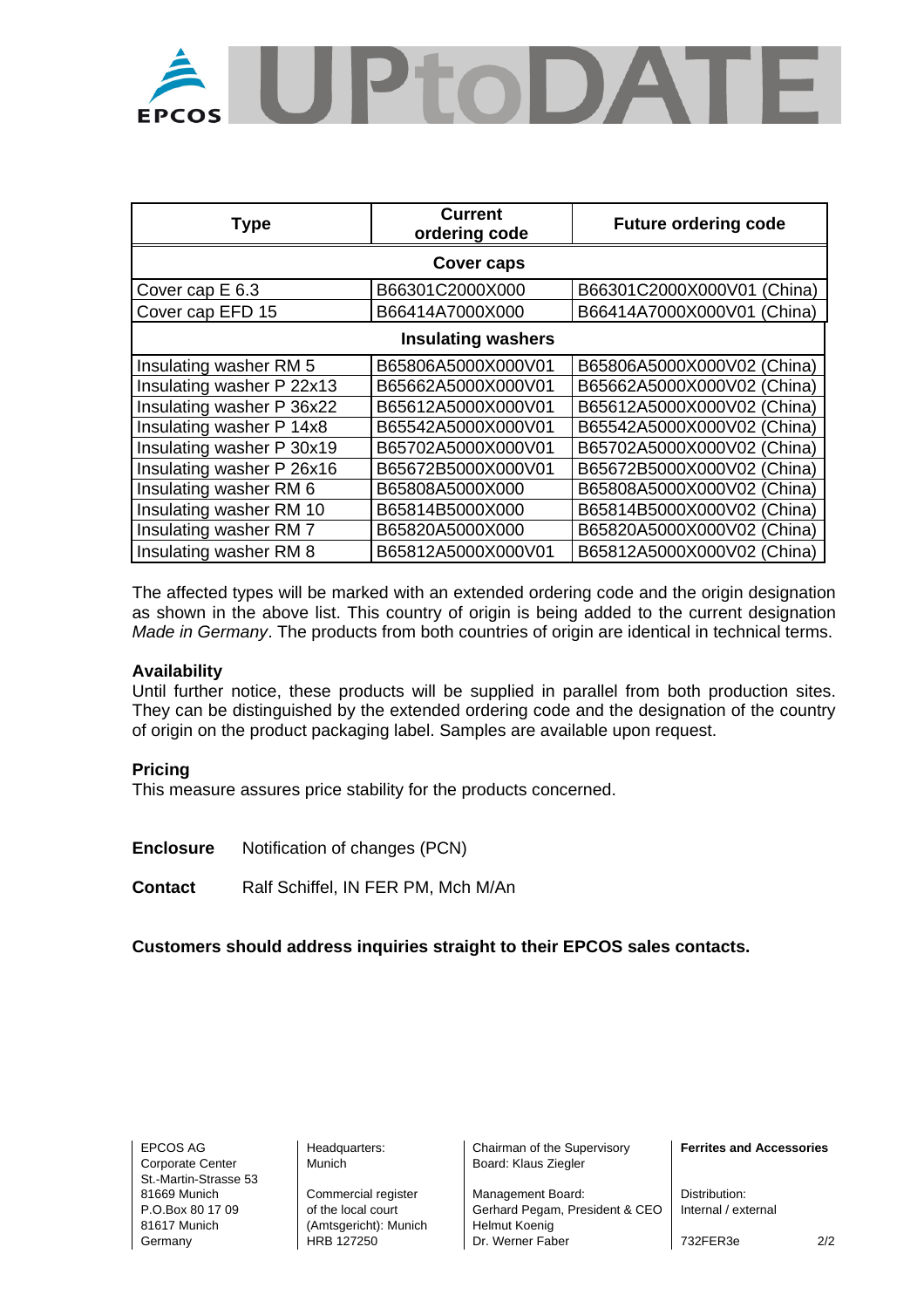| Type | Current ordering code | Future ordering code |
|---|---|---|
| **Cover caps** | | |
| Cover cap E 6.3 | B66301C2000X000 | B66301C2000X000V01 (China) |
| Cover cap EFD 15 | B66414A7000X000 | B66414A7000X000V01 (China) |
| **Insulating washers** | | |
| Insulating washer RM 5 | B65806A5000X000V01 | B65806A5000X000V02 (China) |
| Insulating washer P 22x13 | B65662A5000X000V01 | B65662A5000X000V02 (China) |
| Insulating washer P 36x22 | B65612A5000X000V01 | B65612A5000X000V02 (China) |
| Insulating washer P 14x8 | B65542A5000X000V01 | B65542A5000X000V02 (China) |
| Insulating washer P 30x19 | B65702A5000X000V01 | B65702A5000X000V02 (China) |
| Insulating washer P 26x16 | B65672B5000X000V01 | B65672B5000X000V02 (China) |
| Insulating washer RM 6 | B65808A5000X000 | B65808A5000X000V02 (China) |
| Insulating washer RM 10 | B65814B5000X000 | B65814B5000X000V02 (China) |
| Insulating washer RM 7 | B65820A5000X000 | B65820A5000X000V02 (China) |
| Insulating washer RM 8 | B65812A5000X000V01 | B65812A5000X000V02 (China) |

The affected types will be marked with an extended ordering code and the origin designation as shown in the above list. This country of origin is being added to the current designation *Made in Germany*. The products from both countries of origin are identical in technical terms.

**Availability**

Until further notice, these products will be supplied in parallel from both production sites. They can be distinguished by the extended ordering code and the designation of the country of origin on the product packaging label. Samples are available upon request.

**Pricing**

This measure assures price stability for the products concerned.

**Enclosure** Notification of changes (PCN)

**Contact** Ralf Schiffel, IN FER PM, Mch M/An

**Customers should address inquiries straight to their EPCOS sales contacts.**

EPCOS AG
Corporate Center
St.-Martin-Strasse 53
81669 Munich
P.O.Box 80 17 09
81617 Munich
Germany

Headquarters:
Munich

Commercial register
of the local court
(Amtsgericht): Munich
HRB 127250

Chairman of the Supervisory
Board: Klaus Ziegler

Management Board:
Gerhard Pegam, President & CEO
Helmut Koenig
Dr. Werner Faber

**Ferrites and Accessories**

Distribution:
Internal / external

732FER3e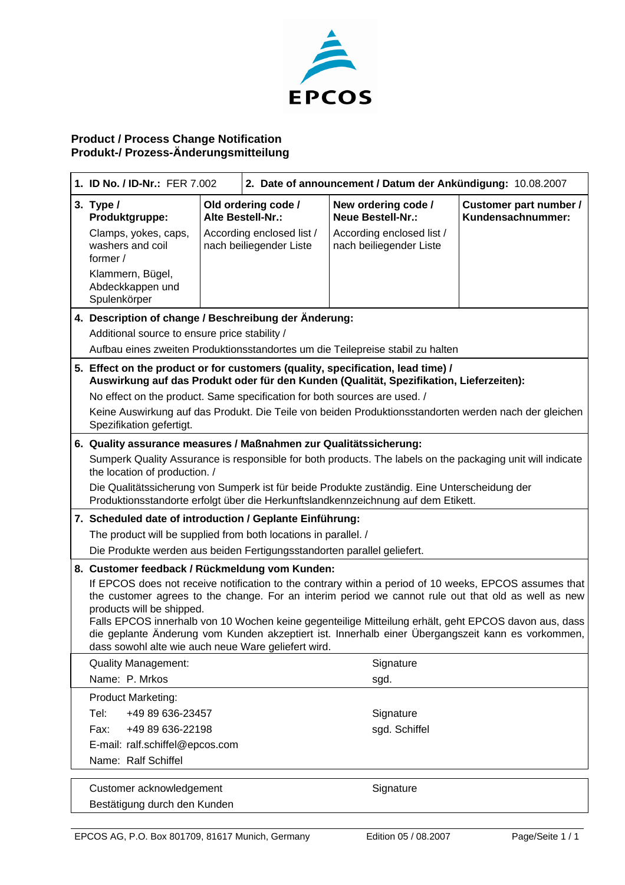EPCOS

**Product / Process Change Notification**
**Produkt-/ Prozess-Änderungsmitteilung**

| | | | |
|---|---|---|---|
| **1. ID No. / ID-Nr.:** FER 7.002 | **2. Date of announcement / Datum der Ankündigung:** 10.08.2007 | | |
| **3. Type / Produktgruppe:** Clamps, yokes, caps, washers and coil former / Klammern, Bügel, Abdeckkappen und Spulenkörper | **Old ordering code / Alte Bestell-Nr.:** According enclosed list / nach beiliegender Liste | **New ordering code / Neue Bestell-Nr.:** According enclosed list / nach beiliegender Liste | **Customer part number / Kundensachnummer:** |

**4. Description of change / Beschreibung der Änderung:**

Additional source to ensure price stability /

Aufbau eines zweiten Produktionsstandortes um die Teilepreise stabil zu halten

**5. Effect on the product or for customers (quality, specification, lead time) / Auswirkung auf das Produkt oder für den Kunden (Qualität, Spezifikation, Lieferzeiten):**

No effect on the product. Same specification for both sources are used. /

Keine Auswirkung auf das Produkt. Die Teile von beiden Produktionsstandorten werden nach der gleichen Spezifikation gefertigt.

**6. Quality assurance measures / Maßnahmen zur Qualitätssicherung:**

Sumperk Quality Assurance is responsible for both products. The labels on the packaging unit will indicate the location of production. /

Die Qualitätssicherung von Sumperk ist für beide Produkte zuständig. Eine Unterscheidung der Produktionsstandorte erfolgt über die Herkunftslandkennzeichnung auf dem Etikett.

**7. Scheduled date of introduction / Geplante Einführung:**

The product will be supplied from both locations in parallel. /

Die Produkte werden aus beiden Fertigungsstandorten parallel geliefert.

**8. Customer feedback / Rückmeldung vom Kunden:**

If EPCOS does not receive notification to the contrary within a period of 10 weeks, EPCOS assumes that the customer agrees to the change. For an interim period we cannot rule out that old as well as new products will be shipped.

Falls EPCOS innerhalb von 10 Wochen keine gegenteilige Mitteilung erhält, geht EPCOS davon aus, dass die geplante Änderung vom Kunden akzeptiert ist. Innerhalb einer Übergangszeit kann es vorkommen, dass sowohl alte wie auch neue Ware geliefert wird.

| | |
|---|---|
| Quality Management: | Signature |
| Name: P. Mrkos | sgd. |

| | |
|---|---|
| Product Marketing: | |
| Tel: +49 89 636-23457 | Signature |
| Fax: +49 89 636-22198 | sgd. Schiffel |
| E-mail: ralf.schiffel@epcos.com | |
| Name: Ralf Schiffel | |

| | |
|---|---|
| Customer acknowledgement | Signature |
| Bestätigung durch den Kunden | |

EPCOS AG, P.O. Box 801709, 81617 Munich, Germany — Edition 05 / 08.2007